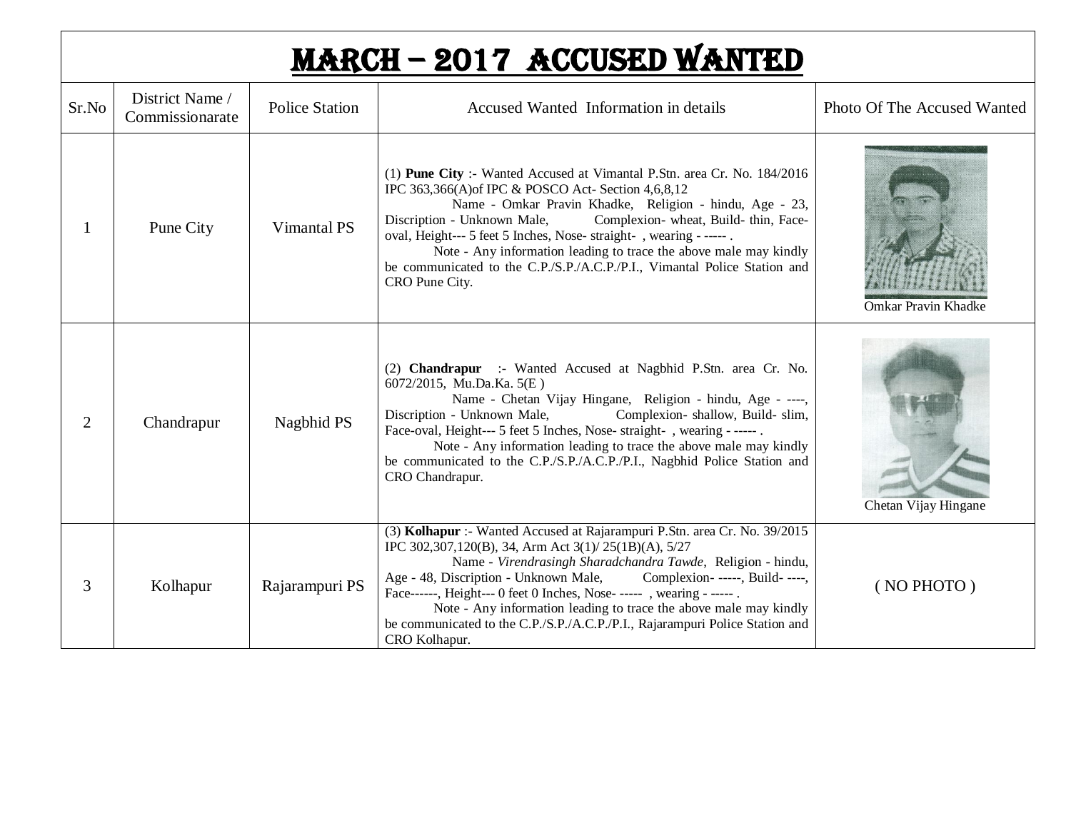# MARCH – 2017 ACCUSED WANTED

| Sr.No | District Name / Commissionarate | Police Station | Accused Wanted Information in details | Photo Of The Accused Wanted |
|---|---|---|---|---|
| 1 | Pune City | Vimantal PS | (1) **Pune City** :- Wanted Accused at Vimantal P.Stn. area Cr. No. 184/2016 IPC 363,366(A)of IPC & POSCO Act- Section 4,6,8,12 Name - Omkar Pravin Khadke, Religion - hindu, Age - 23, Discription - Unknown Male, Complexion- wheat, Build- thin, Face-oval, Height--- 5 feet 5 Inches, Nose- straight- , wearing - ----- . Note - Any information leading to trace the above male may kindly be communicated to the C.P./S.P./A.C.P./P.I., Vimantal Police Station and CRO Pune City. | Omkar Pravin Khadke |
| 2 | Chandrapur | Nagbhid PS | (2) **Chandrapur** :- Wanted Accused at Nagbhid P.Stn. area Cr. No. 6072/2015, Mu.Da.Ka. 5(E ) Name - Chetan Vijay Hingane, Religion - hindu, Age - ----, Discription - Unknown Male, Complexion- shallow, Build- slim, Face-oval, Height--- 5 feet 5 Inches, Nose- straight- , wearing - ----- . Note - Any information leading to trace the above male may kindly be communicated to the C.P./S.P./A.C.P./P.I., Nagbhid Police Station and CRO Chandrapur. | Chetan Vijay Hingane |
| 3 | Kolhapur | Rajarampuri PS | (3) **Kolhapur** :- Wanted Accused at Rajarampuri P.Stn. area Cr. No. 39/2015 IPC 302,307,120(B), 34, Arm Act 3(1)/ 25(1B)(A), 5/27 Name - *Virendrasingh Sharadchandra Tawde*, Religion - hindu, Age - 48, Discription - Unknown Male, Complexion- -----, Build- ----, Face------, Height--- 0 feet 0 Inches, Nose- ----- , wearing - ----- . Note - Any information leading to trace the above male may kindly be communicated to the C.P./S.P./A.C.P./P.I., Rajarampuri Police Station and CRO Kolhapur. | ( NO PHOTO ) |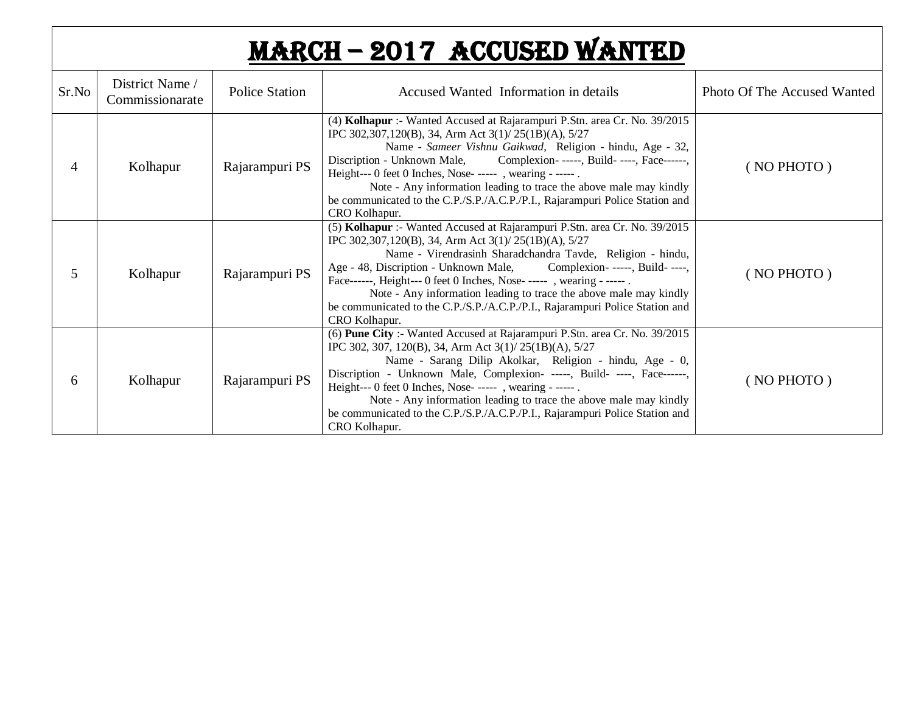# MARCH – 2017 ACCUSED WANTED

| Sr.No | District Name / Commissionarate | Police Station | Accused Wanted Information in details | Photo Of The Accused Wanted |
|---|---|---|---|---|
| 4 | Kolhapur | Rajarampuri PS | (4) **Kolhapur** :- Wanted Accused at Rajarampuri P.Stn. area Cr. No. 39/2015 IPC 302,307,120(B), 34, Arm Act 3(1)/ 25(1B)(A), 5/27 Name - *Sameer Vishnu Gaikwad*, Religion - hindu, Age - 32, Discription - Unknown Male, Complexion- -----, Build- ----, Face------, Height--- 0 feet 0 Inches, Nose- ----- , wearing - ----- . Note - Any information leading to trace the above male may kindly be communicated to the C.P./S.P./A.C.P./P.I., Rajarampuri Police Station and CRO Kolhapur. | ( NO PHOTO ) |
| 5 | Kolhapur | Rajarampuri PS | (5) **Kolhapur** :- Wanted Accused at Rajarampuri P.Stn. area Cr. No. 39/2015 IPC 302,307,120(B), 34, Arm Act 3(1)/ 25(1B)(A), 5/27 Name - Virendrasinh Sharadchandra Tavde, Religion - hindu, Age - 48, Discription - Unknown Male, Complexion- -----, Build- ----, Face------, Height--- 0 feet 0 Inches, Nose- ----- , wearing - ----- . Note - Any information leading to trace the above male may kindly be communicated to the C.P./S.P./A.C.P./P.I., Rajarampuri Police Station and CRO Kolhapur. | ( NO PHOTO ) |
| 6 | Kolhapur | Rajarampuri PS | (6) **Pune City** :- Wanted Accused at Rajarampuri P.Stn. area Cr. No. 39/2015 IPC 302, 307, 120(B), 34, Arm Act 3(1)/ 25(1B)(A), 5/27 Name - Sarang Dilip Akolkar, Religion - hindu, Age - 0, Discription - Unknown Male, Complexion- -----, Build- ----, Face------, Height--- 0 feet 0 Inches, Nose- ----- , wearing - ----- . Note - Any information leading to trace the above male may kindly be communicated to the C.P./S.P./A.C.P./P.I., Rajarampuri Police Station and CRO Kolhapur. | ( NO PHOTO ) |